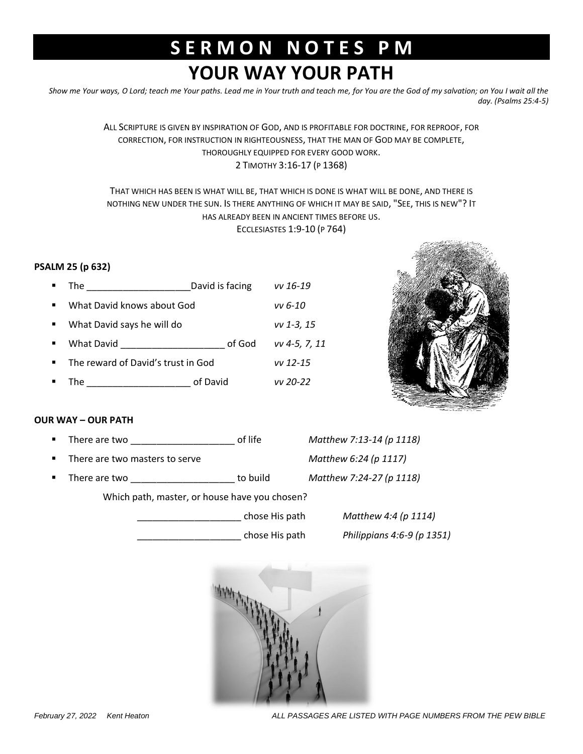# SERMON NOTES PM

## YOUR WAY YOUR PATH

*Show me Your ways, O Lord; teach me Your paths. Lead me in Your truth and teach me, for You are the God of my salvation; on You I wait all the day. (Psalms 25:4-5)*

ALL SCRIPTURE IS GIVEN BY INSPIRATION OF GOD, AND IS PROFITABLE FOR DOCTRINE, FOR REPROOF, FOR CORRECTION, FOR INSTRUCTION IN RIGHTEOUSNESS, THAT THE MAN OF GOD MAY BE COMPLETE, THOROUGHLY EQUIPPED FOR EVERY GOOD WORK.
2 TIMOTHY 3:16-17 (P 1368)

THAT WHICH HAS BEEN IS WHAT WILL BE, THAT WHICH IS DONE IS WHAT WILL BE DONE, AND THERE IS NOTHING NEW UNDER THE SUN. IS THERE ANYTHING OF WHICH IT MAY BE SAID, "SEE, THIS IS NEW"? IT HAS ALREADY BEEN IN ANCIENT TIMES BEFORE US.
ECCLESIASTES 1:9-10 (P 764)

**PSALM 25 (p 632)**

- The ____________________David is facing *vv 16-19*
- What David knows about God *vv 6-10*
- What David says he will do *vv 1-3, 15*
- What David ____________________ of God *vv 4-5, 7, 11*
- The reward of David's trust in God *vv 12-15*
- The ____________________ of David *vv 20-22*

**OUR WAY – OUR PATH**

- There are two ____________________ of life *Matthew 7:13-14 (p 1118)*
- There are two masters to serve *Matthew 6:24 (p 1117)*
- There are two ____________________ to build *Matthew 7:24-27 (p 1118)*

Which path, master, or house have you chosen?

____________________ chose His path *Matthew 4:4 (p 1114)*

____________________ chose His path *Philippians 4:6-9 (p 1351)*

*February 27, 2022 Kent Heaton*

*ALL PASSAGES ARE LISTED WITH PAGE NUMBERS FROM THE PEW BIBLE*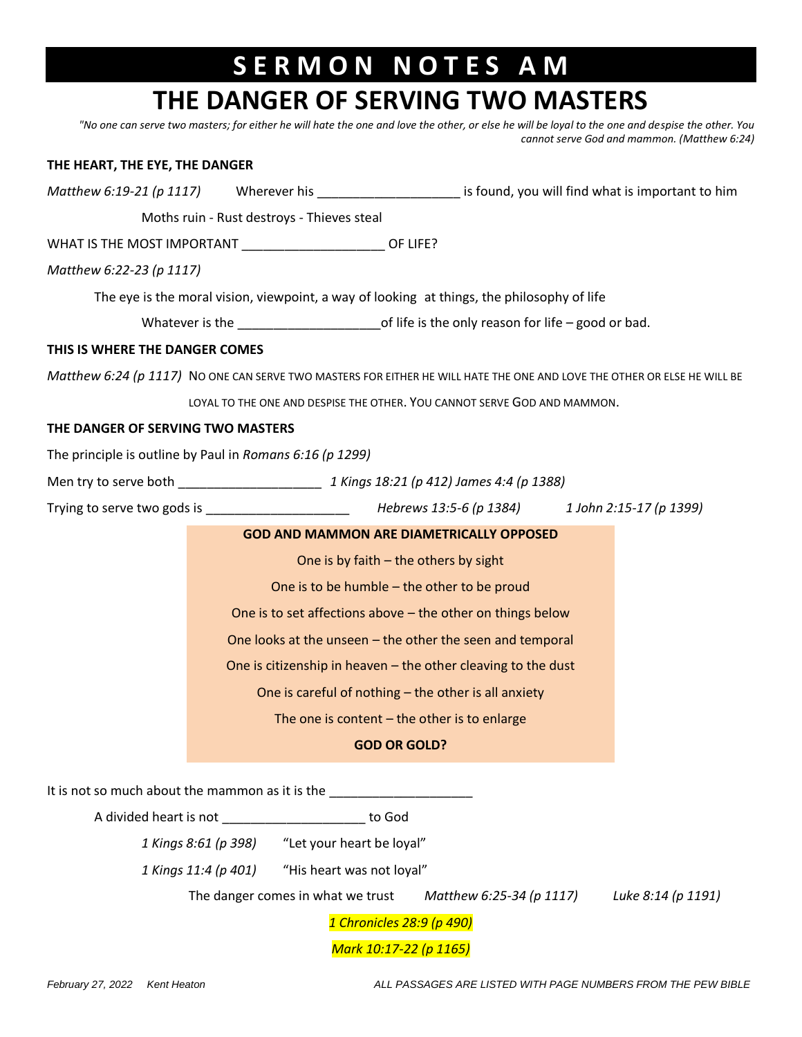# SERMON NOTES AM

# THE DANGER OF SERVING TWO MASTERS

*"No one can serve two masters; for either he will hate the one and love the other, or else he will be loyal to the one and despise the other. You cannot serve God and mammon. (Matthew 6:24)*

**THE HEART, THE EYE, THE DANGER**

*Matthew 6:19-21 (p 1117)* Wherever his ___________________ is found, you will find what is important to him

Moths ruin - Rust destroys - Thieves steal

WHAT IS THE MOST IMPORTANT ___________________ OF LIFE?

*Matthew 6:22-23 (p 1117)*

The eye is the moral vision, viewpoint, a way of looking at things, the philosophy of life

Whatever is the ___________________of life is the only reason for life – good or bad.

**THIS IS WHERE THE DANGER COMES**

*Matthew 6:24 (p 1117)* NO ONE CAN SERVE TWO MASTERS FOR EITHER HE WILL HATE THE ONE AND LOVE THE OTHER OR ELSE HE WILL BE LOYAL TO THE ONE AND DESPISE THE OTHER. YOU CANNOT SERVE GOD AND MAMMON.

**THE DANGER OF SERVING TWO MASTERS**

The principle is outline by Paul in *Romans 6:16 (p 1299)*

Men try to serve both ___________________ *1 Kings 18:21 (p 412) James 4:4 (p 1388)*

Trying to serve two gods is ___________________ *Hebrews 13:5-6 (p 1384)* *1 John 2:15-17 (p 1399)*

**GOD AND MAMMON ARE DIAMETRICALLY OPPOSED**

One is by faith – the others by sight

One is to be humble – the other to be proud

One is to set affections above – the other on things below

One looks at the unseen – the other the seen and temporal

One is citizenship in heaven – the other cleaving to the dust

One is careful of nothing – the other is all anxiety

The one is content – the other is to enlarge

**GOD OR GOLD?**

It is not so much about the mammon as it is the ___________________

A divided heart is not ___________________ to God

*1 Kings 8:61 (p 398)* "Let your heart be loyal"

*1 Kings 11:4 (p 401)* "His heart was not loyal"

The danger comes in what we trust *Matthew 6:25-34 (p 1117)* *Luke 8:14 (p 1191)*

*1 Chronicles 28:9 (p 490)*

*Mark 10:17-22 (p 1165)*

*February 27, 2022 Kent Heaton* *ALL PASSAGES ARE LISTED WITH PAGE NUMBERS FROM THE PEW BIBLE*